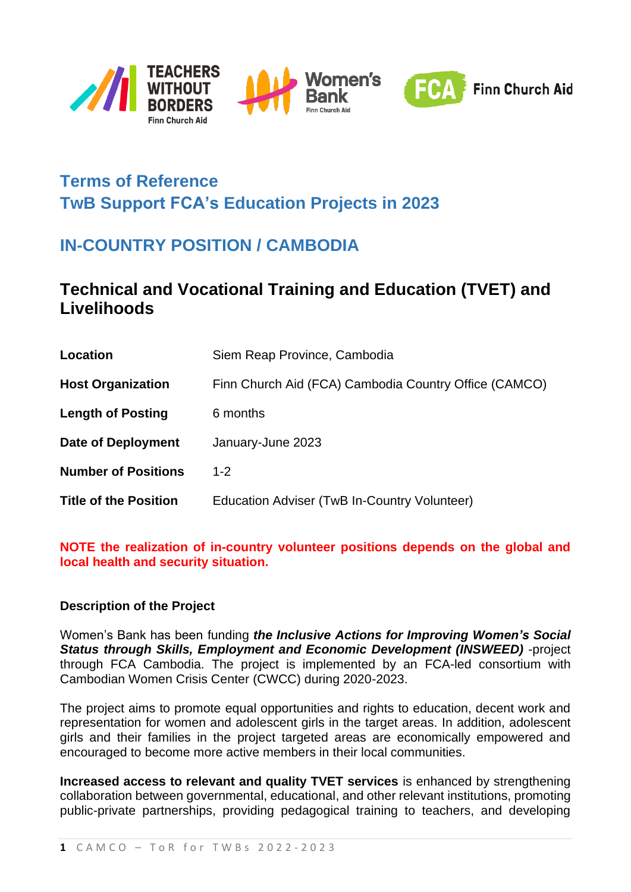# Terms of Reference
# TwB Support FCA's Education Projects in 2023

## IN-COUNTRY POSITION / CAMBODIA

## Technical and Vocational Training and Education (TVET) and Livelihoods

| | |
|---|---|
| **Location** | Siem Reap Province, Cambodia |
| **Host Organization** | Finn Church Aid (FCA) Cambodia Country Office (CAMCO) |
| **Length of Posting** | 6 months |
| **Date of Deployment** | January-June 2023 |
| **Number of Positions** | 1-2 |
| **Title of the Position** | Education Adviser (TwB In-Country Volunteer) |

**NOTE the realization of in-country volunteer positions depends on the global and local health and security situation.**

### Description of the Project

Women's Bank has been funding ***the Inclusive Actions for Improving Women's Social Status through Skills, Employment and Economic Development (INSWEED)*** -project through FCA Cambodia. The project is implemented by an FCA-led consortium with Cambodian Women Crisis Center (CWCC) during 2020-2023.

The project aims to promote equal opportunities and rights to education, decent work and representation for women and adolescent girls in the target areas. In addition, adolescent girls and their families in the project targeted areas are economically empowered and encouraged to become more active members in their local communities.

**Increased access to relevant and quality TVET services** is enhanced by strengthening collaboration between governmental, educational, and other relevant institutions, promoting public-private partnerships, providing pedagogical training to teachers, and developing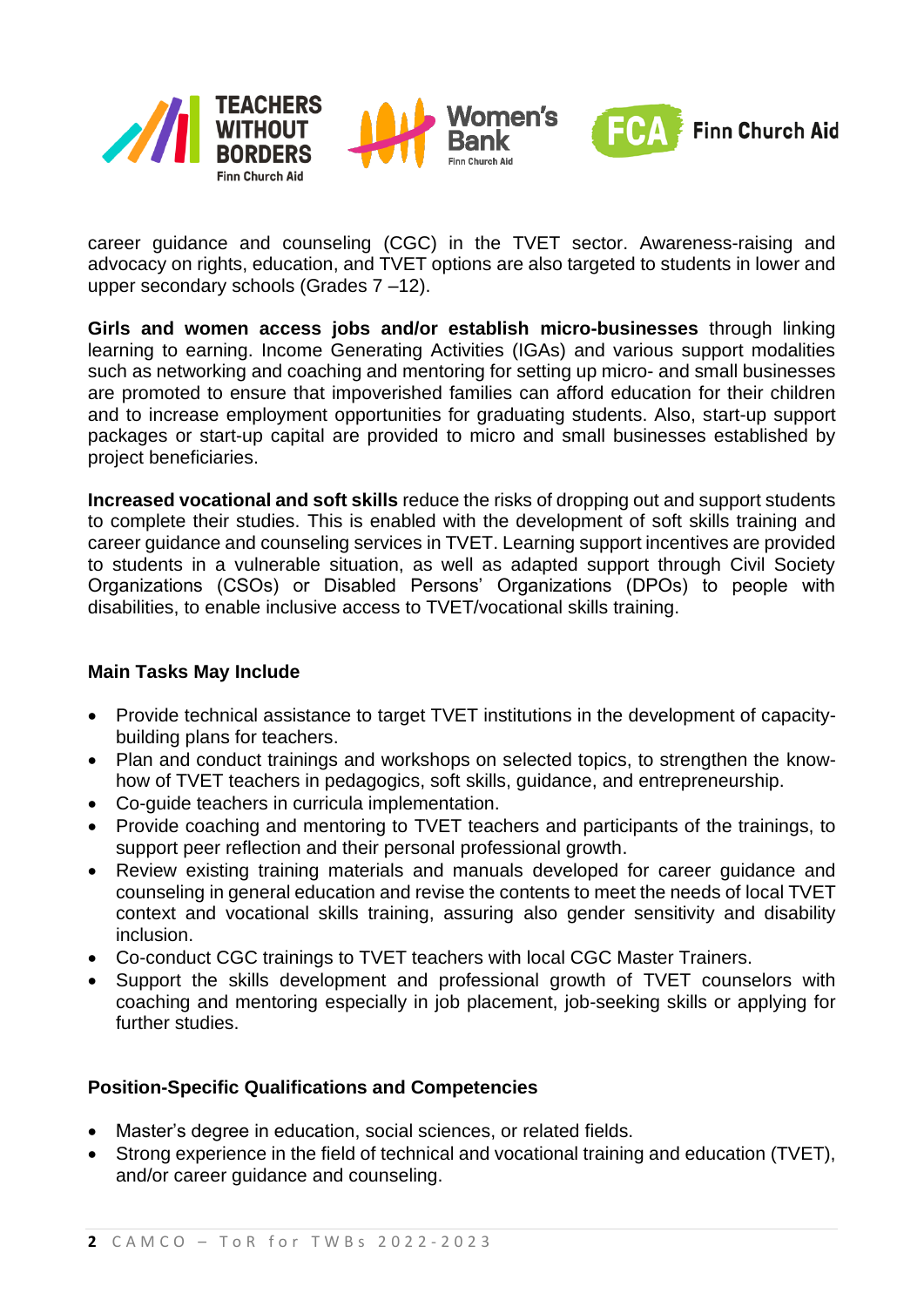career guidance and counseling (CGC) in the TVET sector. Awareness-raising and advocacy on rights, education, and TVET options are also targeted to students in lower and upper secondary schools (Grades 7 –12).

**Girls and women access jobs and/or establish micro-businesses** through linking learning to earning. Income Generating Activities (IGAs) and various support modalities such as networking and coaching and mentoring for setting up micro- and small businesses are promoted to ensure that impoverished families can afford education for their children and to increase employment opportunities for graduating students. Also, start-up support packages or start-up capital are provided to micro and small businesses established by project beneficiaries.

**Increased vocational and soft skills** reduce the risks of dropping out and support students to complete their studies. This is enabled with the development of soft skills training and career guidance and counseling services in TVET. Learning support incentives are provided to students in a vulnerable situation, as well as adapted support through Civil Society Organizations (CSOs) or Disabled Persons' Organizations (DPOs) to people with disabilities, to enable inclusive access to TVET/vocational skills training.

### Main Tasks May Include

- Provide technical assistance to target TVET institutions in the development of capacity-building plans for teachers.
- Plan and conduct trainings and workshops on selected topics, to strengthen the know-how of TVET teachers in pedagogics, soft skills, guidance, and entrepreneurship.
- Co-guide teachers in curricula implementation.
- Provide coaching and mentoring to TVET teachers and participants of the trainings, to support peer reflection and their personal professional growth.
- Review existing training materials and manuals developed for career guidance and counseling in general education and revise the contents to meet the needs of local TVET context and vocational skills training, assuring also gender sensitivity and disability inclusion.
- Co-conduct CGC trainings to TVET teachers with local CGC Master Trainers.
- Support the skills development and professional growth of TVET counselors with coaching and mentoring especially in job placement, job-seeking skills or applying for further studies.

### Position-Specific Qualifications and Competencies

- Master's degree in education, social sciences, or related fields.
- Strong experience in the field of technical and vocational training and education (TVET), and/or career guidance and counseling.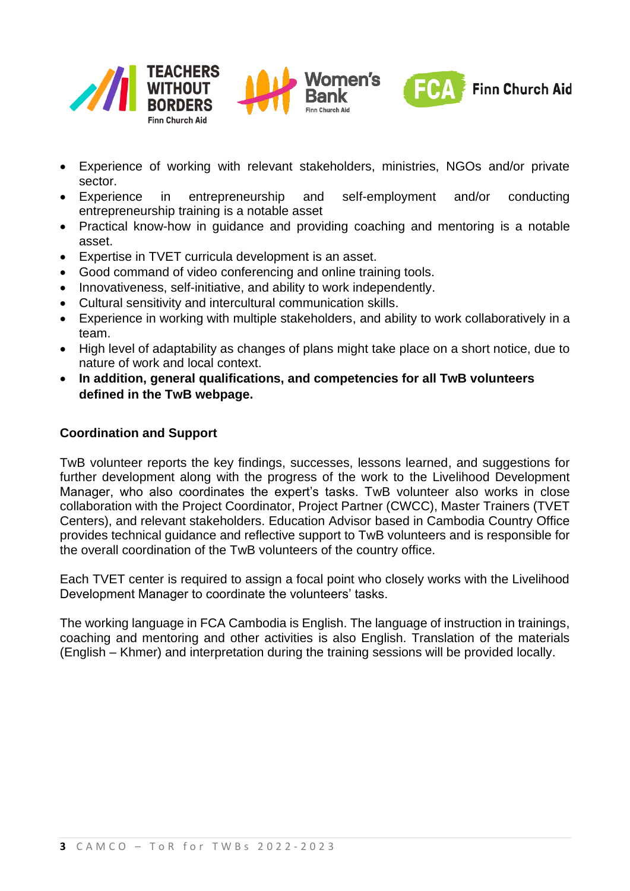- Experience of working with relevant stakeholders, ministries, NGOs and/or private sector.
- Experience in entrepreneurship and self-employment and/or conducting entrepreneurship training is a notable asset
- Practical know-how in guidance and providing coaching and mentoring is a notable asset.
- Expertise in TVET curricula development is an asset.
- Good command of video conferencing and online training tools.
- Innovativeness, self-initiative, and ability to work independently.
- Cultural sensitivity and intercultural communication skills.
- Experience in working with multiple stakeholders, and ability to work collaboratively in a team.
- High level of adaptability as changes of plans might take place on a short notice, due to nature of work and local context.
- **In addition, general qualifications, and competencies for all TwB volunteers defined in the TwB webpage.**

**Coordination and Support**

TwB volunteer reports the key findings, successes, lessons learned, and suggestions for further development along with the progress of the work to the Livelihood Development Manager, who also coordinates the expert's tasks. TwB volunteer also works in close collaboration with the Project Coordinator, Project Partner (CWCC), Master Trainers (TVET Centers), and relevant stakeholders. Education Advisor based in Cambodia Country Office provides technical guidance and reflective support to TwB volunteers and is responsible for the overall coordination of the TwB volunteers of the country office.

Each TVET center is required to assign a focal point who closely works with the Livelihood Development Manager to coordinate the volunteers' tasks.

The working language in FCA Cambodia is English. The language of instruction in trainings, coaching and mentoring and other activities is also English. Translation of the materials (English – Khmer) and interpretation during the training sessions will be provided locally.